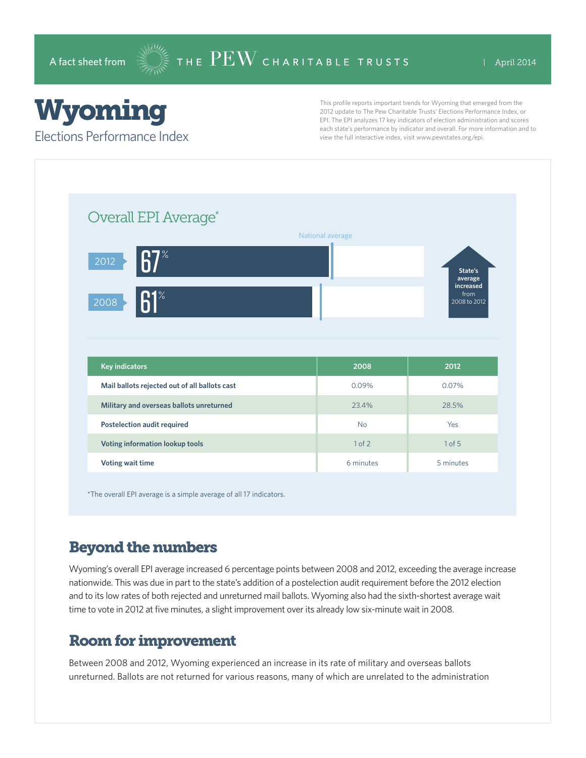A fact sheet from THE PEW CHARITABLE TRUSTS | April 2014

# Wyoming

## Elections Performance Index

This profile reports important trends for Wyoming that emerged from the 2012 update to The Pew Charitable Trusts' Elections Performance Index, or EPI. The EPI analyzes 17 key indicators of election administration and scores each state's performance by indicator and overall. For more information and to view the full interactive index, visit www.pewstates.org/epi.

### Overall EPI Average*

National average

2012: 67%

2008: 61%

State's average increased from 2008 to 2012

| Key indicators | 2008 | 2012 |
|---|---|---|
| Mail ballots rejected out of all ballots cast | 0.09% | 0.07% |
| Military and overseas ballots unreturned | 23.4% | 28.5% |
| Postelection audit required | No | Yes |
| Voting information lookup tools | 1 of 2 | 1 of 5 |
| Voting wait time | 6 minutes | 5 minutes |

*The overall EPI average is a simple average of all 17 indicators.

## Beyond the numbers

Wyoming's overall EPI average increased 6 percentage points between 2008 and 2012, exceeding the average increase nationwide. This was due in part to the state's addition of a postelection audit requirement before the 2012 election and to its low rates of both rejected and unreturned mail ballots. Wyoming also had the sixth-shortest average wait time to vote in 2012 at five minutes, a slight improvement over its already low six-minute wait in 2008.

## Room for improvement

Between 2008 and 2012, Wyoming experienced an increase in its rate of military and overseas ballots unreturned. Ballots are not returned for various reasons, many of which are unrelated to the administration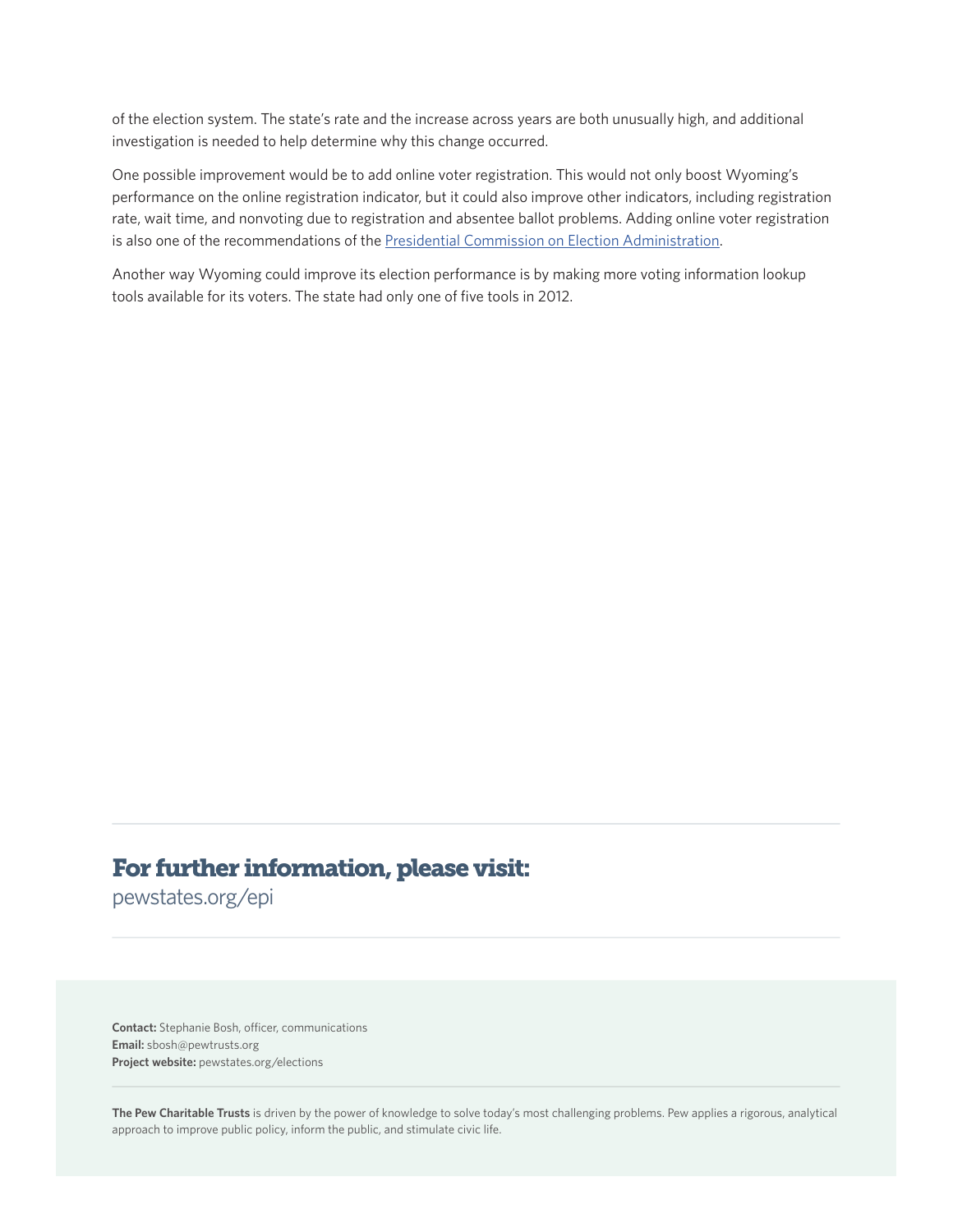of the election system. The state's rate and the increase across years are both unusually high, and additional investigation is needed to help determine why this change occurred.

One possible improvement would be to add online voter registration. This would not only boost Wyoming's performance on the online registration indicator, but it could also improve other indicators, including registration rate, wait time, and nonvoting due to registration and absentee ballot problems. Adding online voter registration is also one of the recommendations of the Presidential Commission on Election Administration.

Another way Wyoming could improve its election performance is by making more voting information lookup tools available for its voters. The state had only one of five tools in 2012.

## For further information, please visit:

pewstates.org/epi

**Contact:** Stephanie Bosh, officer, communications
**Email:** sbosh@pewtrusts.org
**Project website:** pewstates.org/elections

**The Pew Charitable Trusts** is driven by the power of knowledge to solve today's most challenging problems. Pew applies a rigorous, analytical approach to improve public policy, inform the public, and stimulate civic life.